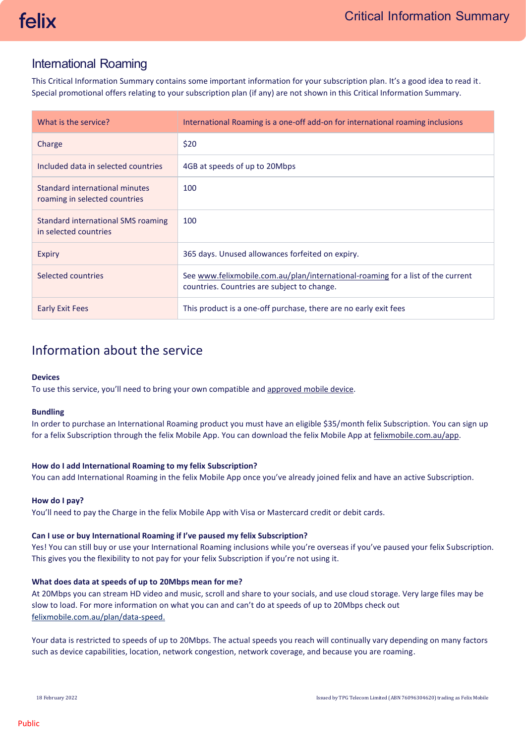felix

# Critical Information Summary

## International Roaming

This Critical Information Summary contains some important information for your subscription plan. It's a good idea to read it. Special promotional offers relating to your subscription plan (if any) are not shown in this Critical Information Summary.

| What is the service? | International Roaming is a one-off add-on for international roaming inclusions |
|---|---|
| Charge | $20 |
| Included data in selected countries | 4GB at speeds of up to 20Mbps |
| Standard international minutes roaming in selected countries | 100 |
| Standard international SMS roaming in selected countries | 100 |
| Expiry | 365 days. Unused allowances forfeited on expiry. |
| Selected countries | See www.felixmobile.com.au/plan/international-roaming for a list of the current countries. Countries are subject to change. |
| Early Exit Fees | This product is a one-off purchase, there are no early exit fees |

## Information about the service

**Devices**
To use this service, you'll need to bring your own compatible and approved mobile device.

**Bundling**
In order to purchase an International Roaming product you must have an eligible $35/month felix Subscription. You can sign up for a felix Subscription through the felix Mobile App. You can download the felix Mobile App at felixmobile.com.au/app.

**How do I add International Roaming to my felix Subscription?**
You can add International Roaming in the felix Mobile App once you've already joined felix and have an active Subscription.

**How do I pay?**
You'll need to pay the Charge in the felix Mobile App with Visa or Mastercard credit or debit cards.

**Can I use or buy International Roaming if I've paused my felix Subscription?**
Yes! You can still buy or use your International Roaming inclusions while you're overseas if you've paused your felix Subscription. This gives you the flexibility to not pay for your felix Subscription if you're not using it.

**What does data at speeds of up to 20Mbps mean for me?**
At 20Mbps you can stream HD video and music, scroll and share to your socials, and use cloud storage. Very large files may be slow to load. For more information on what you can and can't do at speeds of up to 20Mbps check out felixmobile.com.au/plan/data-speed.

Your data is restricted to speeds of up to 20Mbps. The actual speeds you reach will continually vary depending on many factors such as device capabilities, location, network congestion, network coverage, and because you are roaming.

18 February 2022

Issued by TPG Telecom Limited (ABN 76096304620) trading as Felix Mobile

Public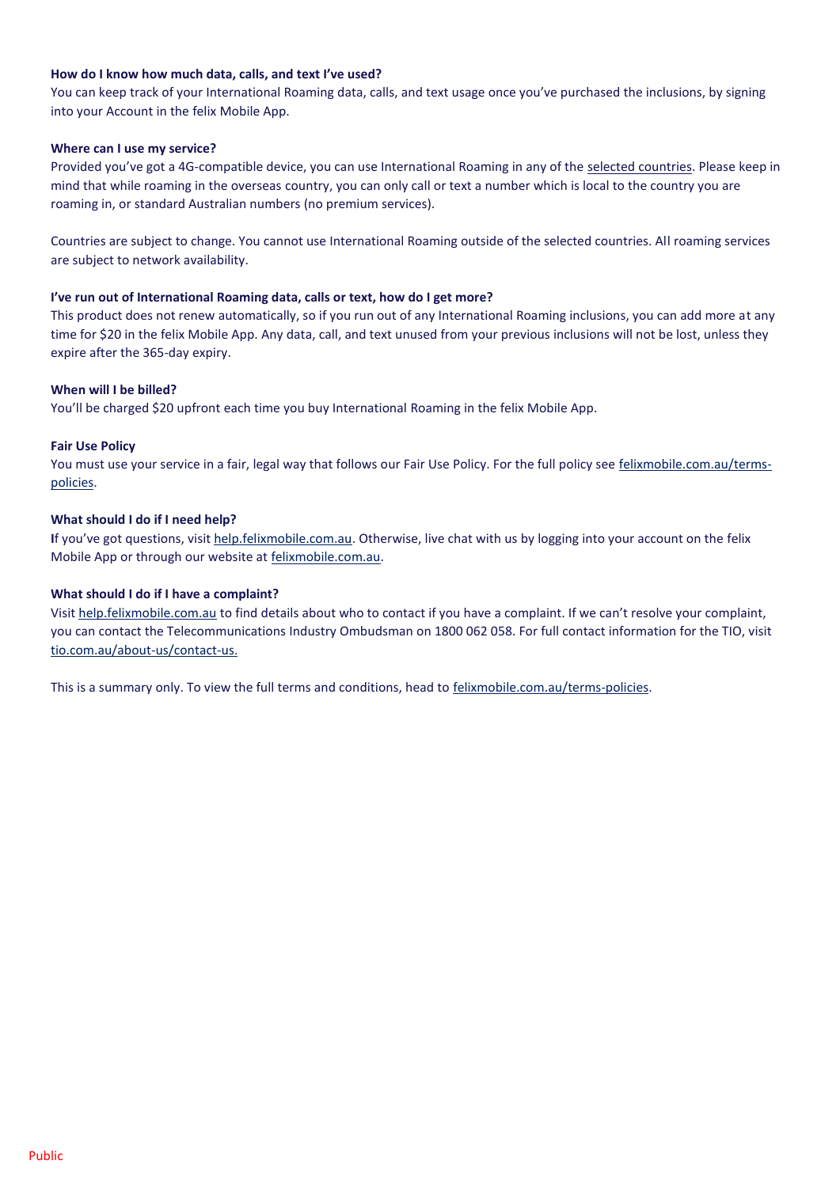**How do I know how much data, calls, and text I've used?**

You can keep track of your International Roaming data, calls, and text usage once you've purchased the inclusions, by signing into your Account in the felix Mobile App.

**Where can I use my service?**

Provided you've got a 4G-compatible device, you can use International Roaming in any of the selected countries. Please keep in mind that while roaming in the overseas country, you can only call or text a number which is local to the country you are roaming in, or standard Australian numbers (no premium services).

Countries are subject to change. You cannot use International Roaming outside of the selected countries. All roaming services are subject to network availability.

**I've run out of International Roaming data, calls or text, how do I get more?**

This product does not renew automatically, so if you run out of any International Roaming inclusions, you can add more at any time for $20 in the felix Mobile App. Any data, call, and text unused from your previous inclusions will not be lost, unless they expire after the 365-day expiry.

**When will I be billed?**

You'll be charged $20 upfront each time you buy International Roaming in the felix Mobile App.

**Fair Use Policy**

You must use your service in a fair, legal way that follows our Fair Use Policy. For the full policy see felixmobile.com.au/terms-policies.

**What should I do if I need help?**

If you've got questions, visit help.felixmobile.com.au. Otherwise, live chat with us by logging into your account on the felix Mobile App or through our website at felixmobile.com.au.

**What should I do if I have a complaint?**

Visit help.felixmobile.com.au to find details about who to contact if you have a complaint. If we can't resolve your complaint, you can contact the Telecommunications Industry Ombudsman on 1800 062 058. For full contact information for the TIO, visit tio.com.au/about-us/contact-us.

This is a summary only. To view the full terms and conditions, head to felixmobile.com.au/terms-policies.

Public